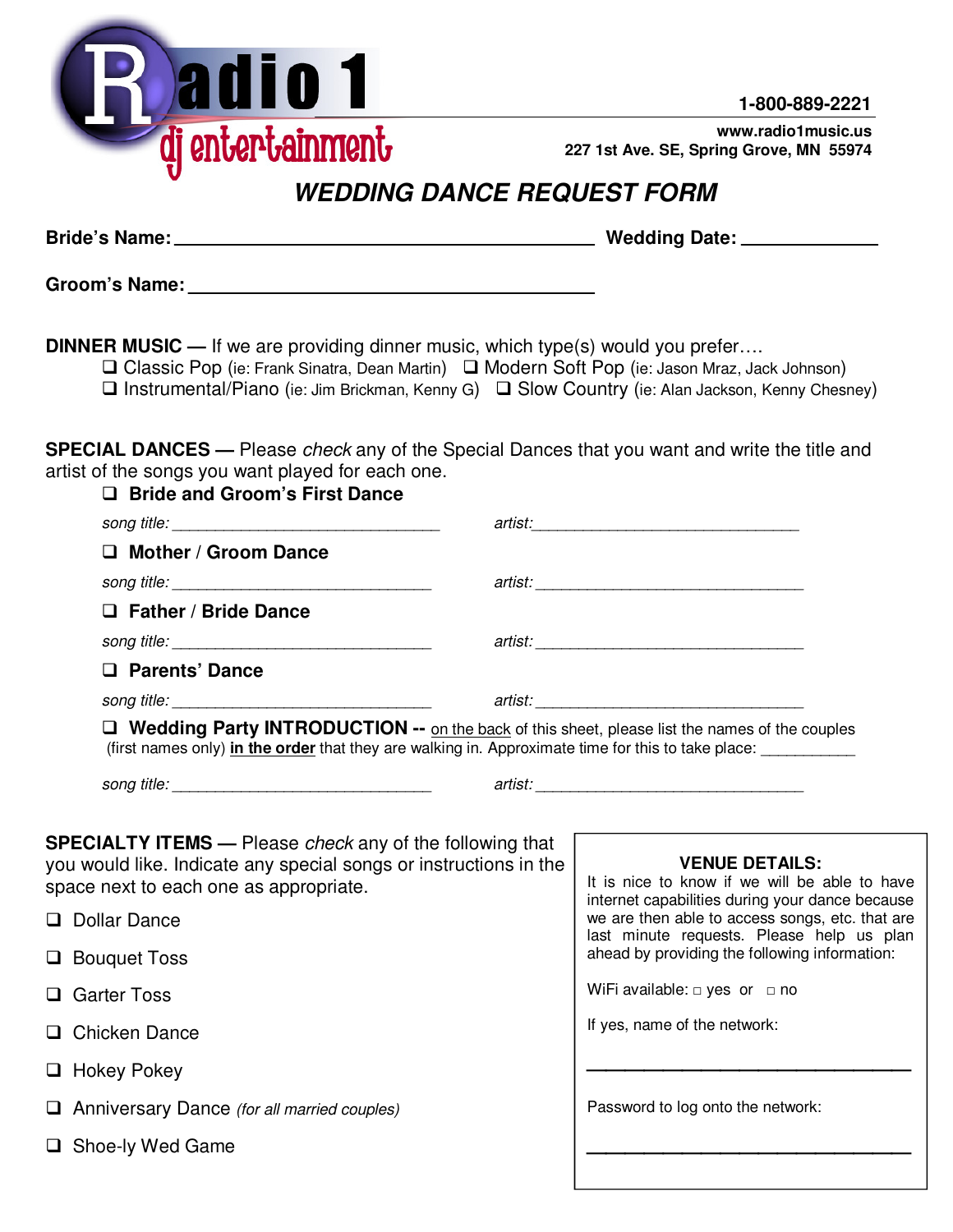# Radio 1 dj entertainment

**1-800-889-2221**

**www.radio1music.us**
**227 1st Ave. SE, Spring Grove, MN 55974**

## *WEDDING DANCE REQUEST FORM*

**Bride's Name:** ________________________________________ **Wedding Date:** ____________

**Groom's Name:** ____________________________________

**DINNER MUSIC —** If we are providing dinner music, which type(s) would you prefer….

- ❑ Classic Pop (ie: Frank Sinatra, Dean Martin) ❑ Modern Soft Pop (ie: Jason Mraz, Jack Johnson)
- ❑ Instrumental/Piano (ie: Jim Brickman, Kenny G) ❑ Slow Country (ie: Alan Jackson, Kenny Chesney)

**SPECIAL DANCES —** Please *check* any of the Special Dances that you want and write the title and artist of the songs you want played for each one.

❑ **Bride and Groom's First Dance**

*song title:* ____________________________ *artist:* ____________________________

❑ **Mother / Groom Dance**

*song title:* ____________________________ *artist:* ____________________________

❑ **Father / Bride Dance**

*song title:* ____________________________ *artist:* ____________________________

❑ **Parents' Dance**

*song title:* ____________________________ *artist:* ____________________________

❑ **Wedding Party INTRODUCTION --** on the back of this sheet, please list the names of the couples (first names only) **in the order** that they are walking in. Approximate time for this to take place: ___________

*song title:* ____________________________ *artist:* ____________________________

**SPECIALTY ITEMS —** Please *check* any of the following that you would like. Indicate any special songs or instructions in the space next to each one as appropriate.

- ❑ Dollar Dance
- ❑ Bouquet Toss
- ❑ Garter Toss
- ❑ Chicken Dance
- ❑ Hokey Pokey
- ❑ Anniversary Dance *(for all married couples)*
- ❑ Shoe-ly Wed Game

**VENUE DETAILS:**

It is nice to know if we will be able to have internet capabilities during your dance because we are then able to access songs, etc. that are last minute requests. Please help us plan ahead by providing the following information:

WiFi available: □ yes or □ no

If yes, name of the network:

________________________________

Password to log onto the network:

________________________________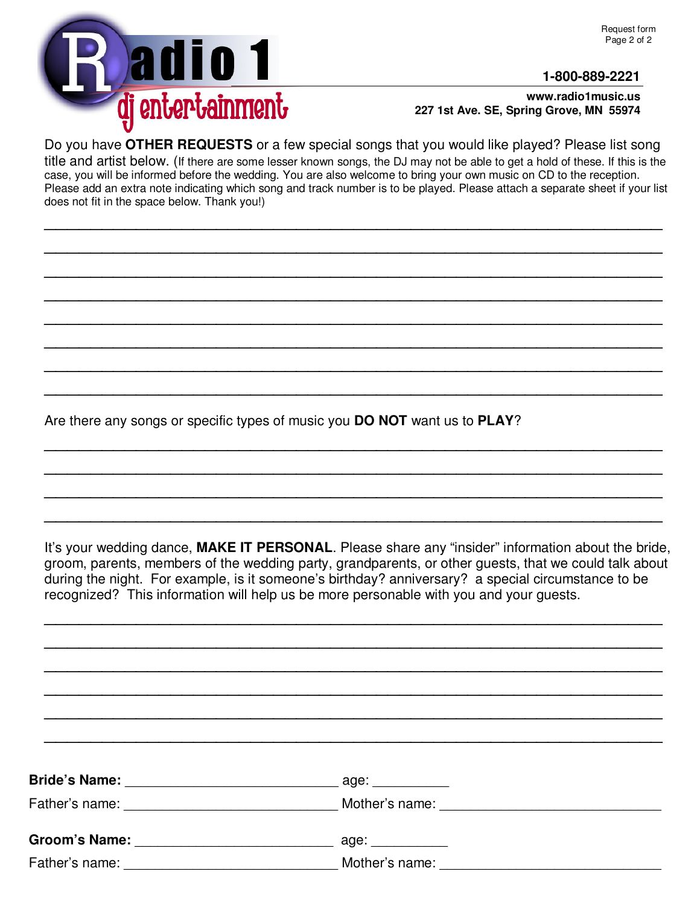Radio 1

dj entertainment

1-800-889-2221

www.radio1music.us

227 1st Ave. SE, Spring Grove, MN 55974

Do you have **OTHER REQUESTS** or a few special songs that you would like played? Please list song title and artist below. (If there are some lesser known songs, the DJ may not be able to get a hold of these. If this is the case, you will be informed before the wedding. You are also welcome to bring your own music on CD to the reception. Please add an extra note indicating which song and track number is to be played. Please attach a separate sheet if your list does not fit in the space below. Thank you!)

______________________________________________________________________________

______________________________________________________________________________

______________________________________________________________________________

______________________________________________________________________________

______________________________________________________________________________

______________________________________________________________________________

______________________________________________________________________________

______________________________________________________________________________

Are there any songs or specific types of music you **DO NOT** want us to **PLAY**?

______________________________________________________________________________

______________________________________________________________________________

______________________________________________________________________________

______________________________________________________________________________

It's your wedding dance, **MAKE IT PERSONAL**. Please share any "insider" information about the bride, groom, parents, members of the wedding party, grandparents, or other guests, that we could talk about during the night. For example, is it someone's birthday? anniversary? a special circumstance to be recognized? This information will help us be more personable with you and your guests.

______________________________________________________________________________

______________________________________________________________________________

______________________________________________________________________________

______________________________________________________________________________

______________________________________________________________________________

______________________________________________________________________________

**Bride's Name:** ___________________________ age: __________

Father's name: ___________________________ Mother's name: ___________________________

**Groom's Name:** _________________________ age: __________

Father's name: ___________________________ Mother's name: ___________________________